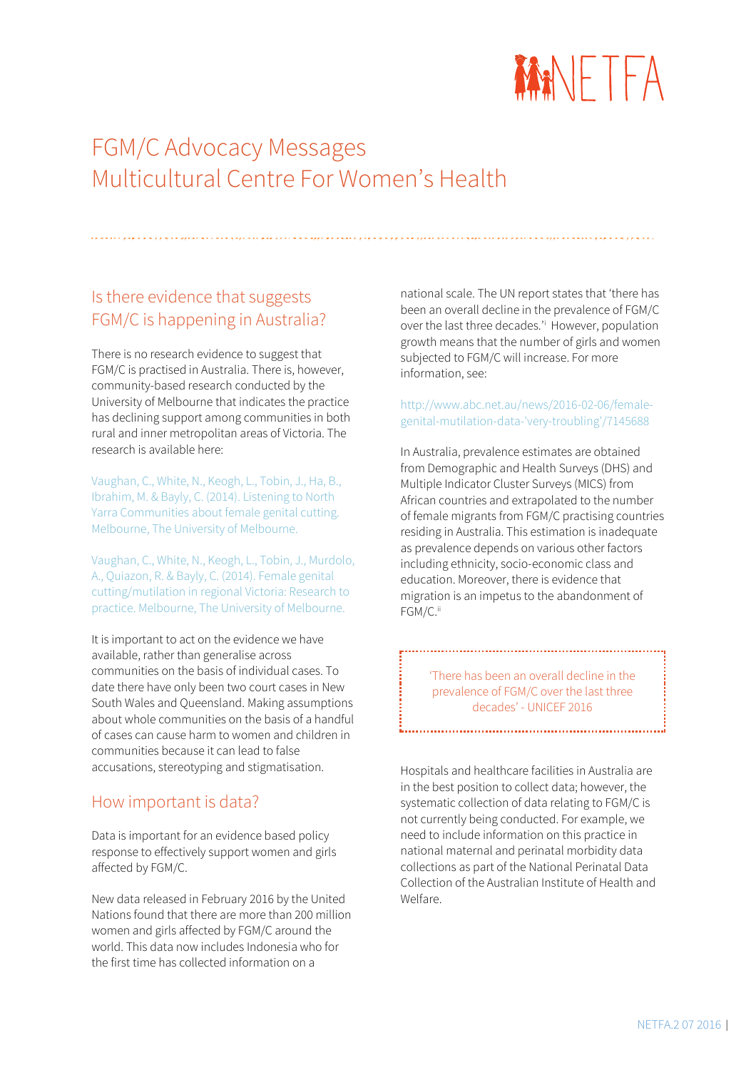# FGM/C Advocacy Messages
# Multicultural Centre For Women's Health

## Is there evidence that suggests FGM/C is happening in Australia?

There is no research evidence to suggest that FGM/C is practised in Australia. There is, however, community-based research conducted by the University of Melbourne that indicates the practice has declining support among communities in both rural and inner metropolitan areas of Victoria. The research is available here:

Vaughan, C., White, N., Keogh, L., Tobin, J., Ha, B., Ibrahim, M. & Bayly, C. (2014). Listening to North Yarra Communities about female genital cutting. Melbourne, The University of Melbourne.

Vaughan, C., White, N., Keogh, L., Tobin, J., Murdolo, A., Quiazon, R. & Bayly, C. (2014). Female genital cutting/mutilation in regional Victoria: Research to practice. Melbourne, The University of Melbourne.

It is important to act on the evidence we have available, rather than generalise across communities on the basis of individual cases. To date there have only been two court cases in New South Wales and Queensland. Making assumptions about whole communities on the basis of a handful of cases can cause harm to women and children in communities because it can lead to false accusations, stereotyping and stigmatisation.

## How important is data?

Data is important for an evidence based policy response to effectively support women and girls affected by FGM/C.

New data released in February 2016 by the United Nations found that there are more than 200 million women and girls affected by FGM/C around the world. This data now includes Indonesia who for the first time has collected information on a national scale. The UN report states that 'there has been an overall decline in the prevalence of FGM/C over the last three decades.'[i] However, population growth means that the number of girls and women subjected to FGM/C will increase. For more information, see:

http://www.abc.net.au/news/2016-02-06/female-genital-mutilation-data-'very-troubling'/7145688

In Australia, prevalence estimates are obtained from Demographic and Health Surveys (DHS) and Multiple Indicator Cluster Surveys (MICS) from African countries and extrapolated to the number of female migrants from FGM/C practising countries residing in Australia. This estimation is inadequate as prevalence depends on various other factors including ethnicity, socio-economic class and education. Moreover, there is evidence that migration is an impetus to the abandonment of FGM/C.[ii]

> 'There has been an overall decline in the prevalence of FGM/C over the last three decades' - UNICEF 2016

Hospitals and healthcare facilities in Australia are in the best position to collect data; however, the systematic collection of data relating to FGM/C is not currently being conducted. For example, we need to include information on this practice in national maternal and perinatal morbidity data collections as part of the National Perinatal Data Collection of the Australian Institute of Health and Welfare.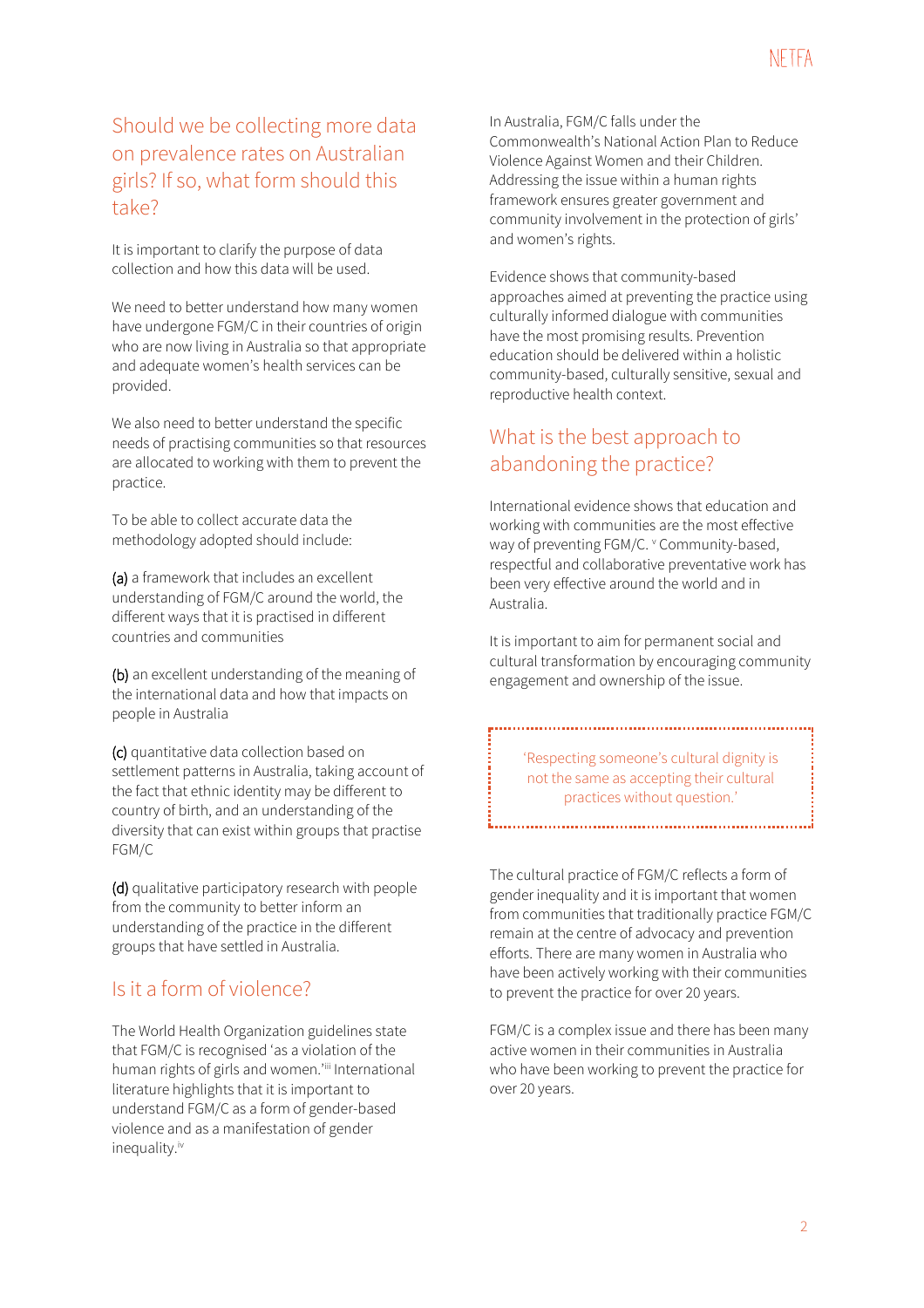## Should we be collecting more data on prevalence rates on Australian girls? If so, what form should this take?

It is important to clarify the purpose of data collection and how this data will be used.

We need to better understand how many women have undergone FGM/C in their countries of origin who are now living in Australia so that appropriate and adequate women's health services can be provided.

We also need to better understand the specific needs of practising communities so that resources are allocated to working with them to prevent the practice.

To be able to collect accurate data the methodology adopted should include:

**(a)** a framework that includes an excellent understanding of FGM/C around the world, the different ways that it is practised in different countries and communities

**(b)** an excellent understanding of the meaning of the international data and how that impacts on people in Australia

**(c)** quantitative data collection based on settlement patterns in Australia, taking account of the fact that ethnic identity may be different to country of birth, and an understanding of the diversity that can exist within groups that practise FGM/C

**(d)** qualitative participatory research with people from the community to better inform an understanding of the practice in the different groups that have settled in Australia.

## Is it a form of violence?

The World Health Organization guidelines state that FGM/C is recognised 'as a violation of the human rights of girls and women.'[iii] International literature highlights that it is important to understand FGM/C as a form of gender-based violence and as a manifestation of gender inequality.[iv]

In Australia, FGM/C falls under the Commonwealth's National Action Plan to Reduce Violence Against Women and their Children. Addressing the issue within a human rights framework ensures greater government and community involvement in the protection of girls' and women's rights.

Evidence shows that community-based approaches aimed at preventing the practice using culturally informed dialogue with communities have the most promising results. Prevention education should be delivered within a holistic community-based, culturally sensitive, sexual and reproductive health context.

## What is the best approach to abandoning the practice?

International evidence shows that education and working with communities are the most effective way of preventing FGM/C.[v] Community-based, respectful and collaborative preventative work has been very effective around the world and in Australia.

It is important to aim for permanent social and cultural transformation by encouraging community engagement and ownership of the issue.

> 'Respecting someone's cultural dignity is not the same as accepting their cultural practices without question.'

The cultural practice of FGM/C reflects a form of gender inequality and it is important that women from communities that traditionally practice FGM/C remain at the centre of advocacy and prevention efforts. There are many women in Australia who have been actively working with their communities to prevent the practice for over 20 years.

FGM/C is a complex issue and there has been many active women in their communities in Australia who have been working to prevent the practice for over 20 years.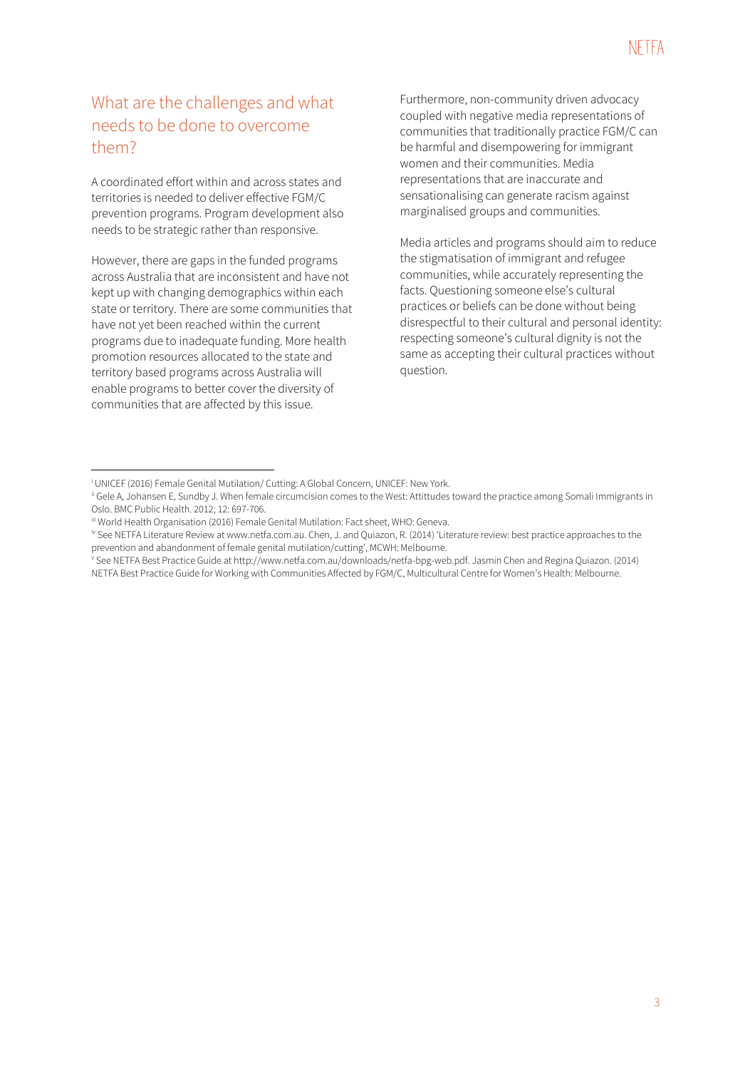## What are the challenges and what needs to be done to overcome them?

A coordinated effort within and across states and territories is needed to deliver effective FGM/C prevention programs. Program development also needs to be strategic rather than responsive.

However, there are gaps in the funded programs across Australia that are inconsistent and have not kept up with changing demographics within each state or territory. There are some communities that have not yet been reached within the current programs due to inadequate funding. More health promotion resources allocated to the state and territory based programs across Australia will enable programs to better cover the diversity of communities that are affected by this issue.

Furthermore, non-community driven advocacy coupled with negative media representations of communities that traditionally practice FGM/C can be harmful and disempowering for immigrant women and their communities. Media representations that are inaccurate and sensationalising can generate racism against marginalised groups and communities.

Media articles and programs should aim to reduce the stigmatisation of immigrant and refugee communities, while accurately representing the facts. Questioning someone else's cultural practices or beliefs can be done without being disrespectful to their cultural and personal identity: respecting someone's cultural dignity is not the same as accepting their cultural practices without question.

---

[i] UNICEF (2016) Female Genital Mutilation/ Cutting: A Global Concern, UNICEF: New York.

[ii] Gele A, Johansen E, Sundby J. When female circumcision comes to the West: Attitudes toward the practice among Somali Immigrants in Oslo. BMC Public Health. 2012; 12: 697-706.

[iii] World Health Organisation (2016) Female Genital Mutilation: Fact sheet, WHO: Geneva.

[iv] See NETFA Literature Review at www.netfa.com.au. Chen, J. and Quiazon, R. (2014) 'Literature review: best practice approaches to the prevention and abandonment of female genital mutilation/cutting', MCWH: Melbourne.

[v] See NETFA Best Practice Guide at http://www.netfa.com.au/downloads/netfa-bpg-web.pdf. Jasmin Chen and Regina Quiazon. (2014) NETFA Best Practice Guide for Working with Communities Affected by FGM/C, Multicultural Centre for Women's Health: Melbourne.